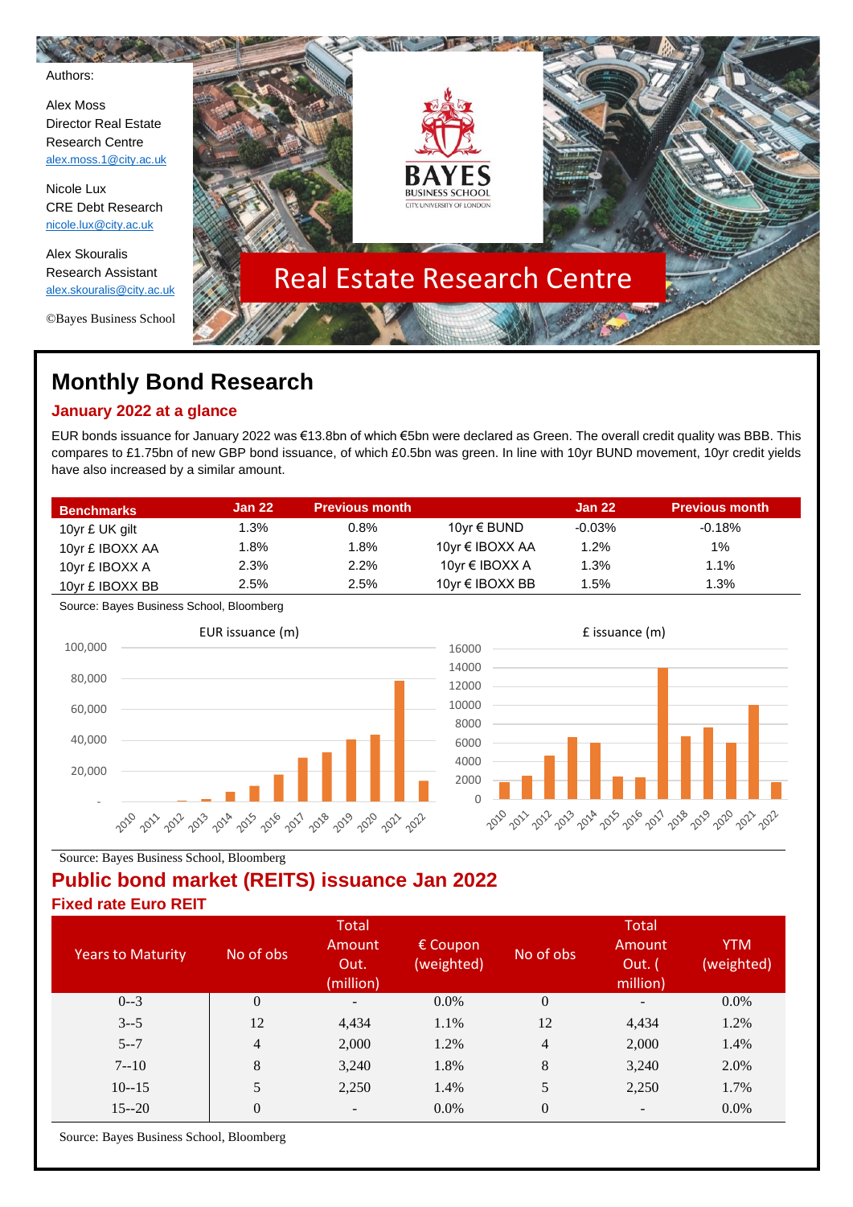Authors:

Alex Moss
Director Real Estate Research Centre
alex.moss.1@city.ac.uk

Nicole Lux
CRE Debt Research
nicole.lux@city.ac.uk

Alex Skouralis
Research Assistant
alex.skouralis@city.ac.uk

©Bayes Business School

BAYES BUSINESS SCHOOL
CITY, UNIVERSITY OF LONDON

Real Estate Research Centre

# Monthly Bond Research

## January 2022 at a glance

EUR bonds issuance for January 2022 was €13.8bn of which €5bn were declared as Green. The overall credit quality was BBB. This compares to £1.75bn of new GBP bond issuance, of which £0.5bn was green. In line with 10yr BUND movement, 10yr credit yields have also increased by a similar amount.

| Benchmarks | Jan 22 | Previous month | | Jan 22 | Previous month |
|---|---|---|---|---|---|
| 10yr £ UK gilt | 1.3% | 0.8% | 10yr € BUND | -0.03% | -0.18% |
| 10yr £ IBOXX AA | 1.8% | 1.8% | 10yr € IBOXX AA | 1.2% | 1% |
| 10yr £ IBOXX A | 2.3% | 2.2% | 10yr € IBOXX A | 1.3% | 1.1% |
| 10yr £ IBOXX BB | 2.5% | 2.5% | 10yr € IBOXX BB | 1.5% | 1.3% |

Source: Bayes Business School, Bloomberg

EUR issuance (m)

£ issuance (m)

Source: Bayes Business School, Bloomberg

## Public bond market (REITS) issuance Jan 2022

### Fixed rate Euro REIT

| Years to Maturity | No of obs | Total Amount Out. (million) | € Coupon (weighted) | No of obs | Total Amount Out. ( million) | YTM (weighted) |
|---|---|---|---|---|---|---|
| 0--3 | 0 | - | 0.0% | 0 | - | 0.0% |
| 3--5 | 12 | 4,434 | 1.1% | 12 | 4,434 | 1.2% |
| 5--7 | 4 | 2,000 | 1.2% | 4 | 2,000 | 1.4% |
| 7--10 | 8 | 3,240 | 1.8% | 8 | 3,240 | 2.0% |
| 10--15 | 5 | 2,250 | 1.4% | 5 | 2,250 | 1.7% |
| 15--20 | 0 | - | 0.0% | 0 | - | 0.0% |

Source: Bayes Business School, Bloomberg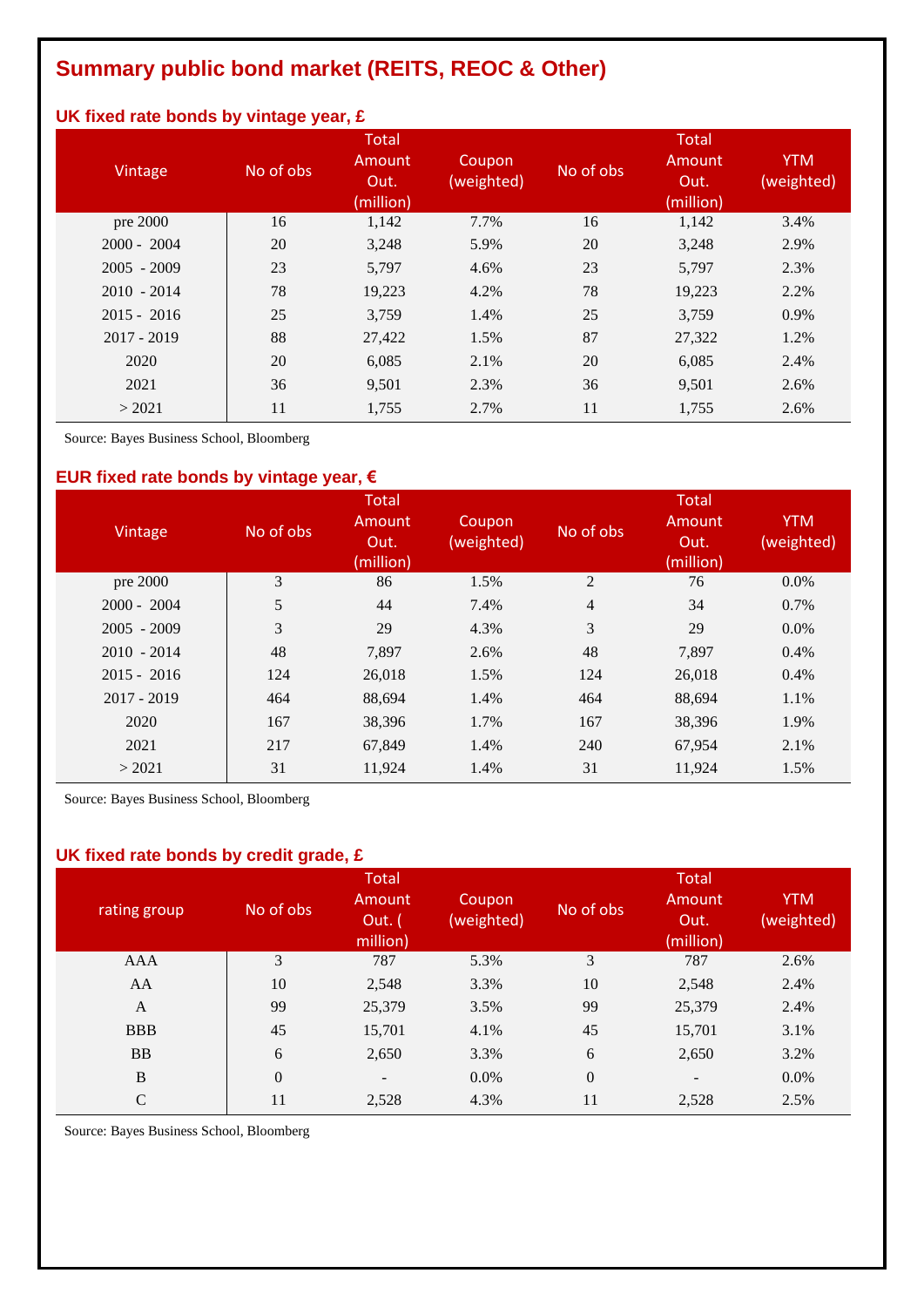# Summary public bond market (REITS, REOC & Other)

## UK fixed rate bonds by vintage year, £

| Vintage | No of obs | Total Amount Out. (million) | Coupon (weighted) | No of obs | Total Amount Out. (million) | YTM (weighted) |
|---|---|---|---|---|---|---|
| pre 2000 | 16 | 1,142 | 7.7% | 16 | 1,142 | 3.4% |
| 2000 - 2004 | 20 | 3,248 | 5.9% | 20 | 3,248 | 2.9% |
| 2005 - 2009 | 23 | 5,797 | 4.6% | 23 | 5,797 | 2.3% |
| 2010 - 2014 | 78 | 19,223 | 4.2% | 78 | 19,223 | 2.2% |
| 2015 - 2016 | 25 | 3,759 | 1.4% | 25 | 3,759 | 0.9% |
| 2017 - 2019 | 88 | 27,422 | 1.5% | 87 | 27,322 | 1.2% |
| 2020 | 20 | 6,085 | 2.1% | 20 | 6,085 | 2.4% |
| 2021 | 36 | 9,501 | 2.3% | 36 | 9,501 | 2.6% |
| > 2021 | 11 | 1,755 | 2.7% | 11 | 1,755 | 2.6% |

Source: Bayes Business School, Bloomberg

## EUR fixed rate bonds by vintage year, €

| Vintage | No of obs | Total Amount Out. (million) | Coupon (weighted) | No of obs | Total Amount Out. (million) | YTM (weighted) |
|---|---|---|---|---|---|---|
| pre 2000 | 3 | 86 | 1.5% | 2 | 76 | 0.0% |
| 2000 - 2004 | 5 | 44 | 7.4% | 4 | 34 | 0.7% |
| 2005 - 2009 | 3 | 29 | 4.3% | 3 | 29 | 0.0% |
| 2010 - 2014 | 48 | 7,897 | 2.6% | 48 | 7,897 | 0.4% |
| 2015 - 2016 | 124 | 26,018 | 1.5% | 124 | 26,018 | 0.4% |
| 2017 - 2019 | 464 | 88,694 | 1.4% | 464 | 88,694 | 1.1% |
| 2020 | 167 | 38,396 | 1.7% | 167 | 38,396 | 1.9% |
| 2021 | 217 | 67,849 | 1.4% | 240 | 67,954 | 2.1% |
| > 2021 | 31 | 11,924 | 1.4% | 31 | 11,924 | 1.5% |

Source: Bayes Business School, Bloomberg

## UK fixed rate bonds by credit grade, £

| rating group | No of obs | Total Amount Out. ( million) | Coupon (weighted) | No of obs | Total Amount Out. (million) | YTM (weighted) |
|---|---|---|---|---|---|---|
| AAA | 3 | 787 | 5.3% | 3 | 787 | 2.6% |
| AA | 10 | 2,548 | 3.3% | 10 | 2,548 | 2.4% |
| A | 99 | 25,379 | 3.5% | 99 | 25,379 | 2.4% |
| BBB | 45 | 15,701 | 4.1% | 45 | 15,701 | 3.1% |
| BB | 6 | 2,650 | 3.3% | 6 | 2,650 | 3.2% |
| B | 0 | - | 0.0% | 0 | - | 0.0% |
| C | 11 | 2,528 | 4.3% | 11 | 2,528 | 2.5% |

Source: Bayes Business School, Bloomberg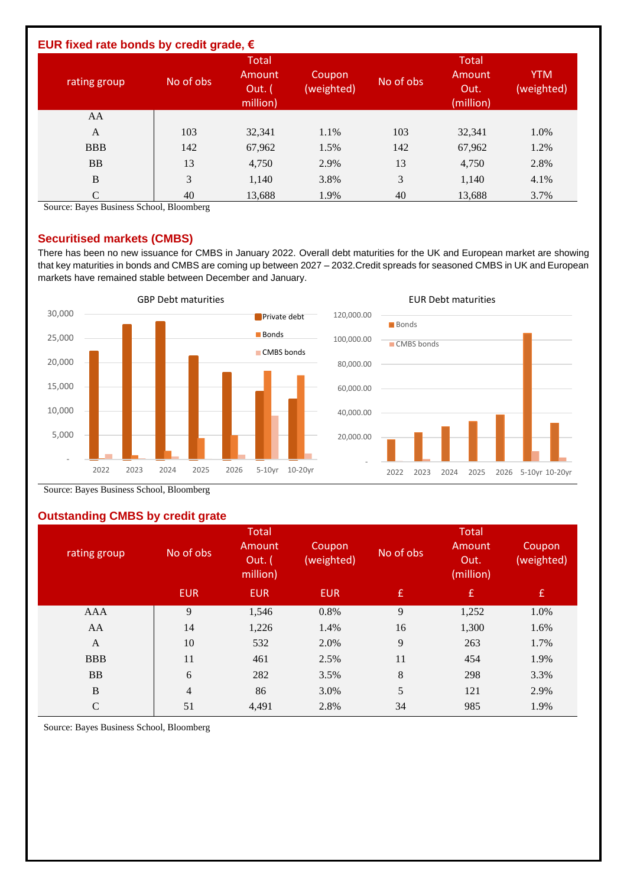## EUR fixed rate bonds by credit grade, €

| rating group | No of obs | Total Amount Out. ( million) | Coupon (weighted) | No of obs | Total Amount Out. (million) | YTM (weighted) |
|---|---|---|---|---|---|---|
| AA | | | | | | |
| A | 103 | 32,341 | 1.1% | 103 | 32,341 | 1.0% |
| BBB | 142 | 67,962 | 1.5% | 142 | 67,962 | 1.2% |
| BB | 13 | 4,750 | 2.9% | 13 | 4,750 | 2.8% |
| B | 3 | 1,140 | 3.8% | 3 | 1,140 | 4.1% |
| C | 40 | 13,688 | 1.9% | 40 | 13,688 | 3.7% |

Source: Bayes Business School, Bloomberg

## Securitised markets (CMBS)

There has been no new issuance for CMBS in January 2022. Overall debt maturities for the UK and European market are showing that key maturities in bonds and CMBS are coming up between 2027 – 2032.Credit spreads for seasoned CMBS in UK and European markets have remained stable between December and January.

Source: Bayes Business School, Bloomberg

## Outstanding CMBS by credit grate

| rating group | No of obs | Total Amount Out. ( million) | Coupon (weighted) | No of obs | Total Amount Out. (million) | Coupon (weighted) |
|---|---|---|---|---|---|---|
| | EUR | EUR | EUR | £ | £ | £ |
| AAA | 9 | 1,546 | 0.8% | 9 | 1,252 | 1.0% |
| AA | 14 | 1,226 | 1.4% | 16 | 1,300 | 1.6% |
| A | 10 | 532 | 2.0% | 9 | 263 | 1.7% |
| BBB | 11 | 461 | 2.5% | 11 | 454 | 1.9% |
| BB | 6 | 282 | 3.5% | 8 | 298 | 3.3% |
| B | 4 | 86 | 3.0% | 5 | 121 | 2.9% |
| C | 51 | 4,491 | 2.8% | 34 | 985 | 1.9% |

Source: Bayes Business School, Bloomberg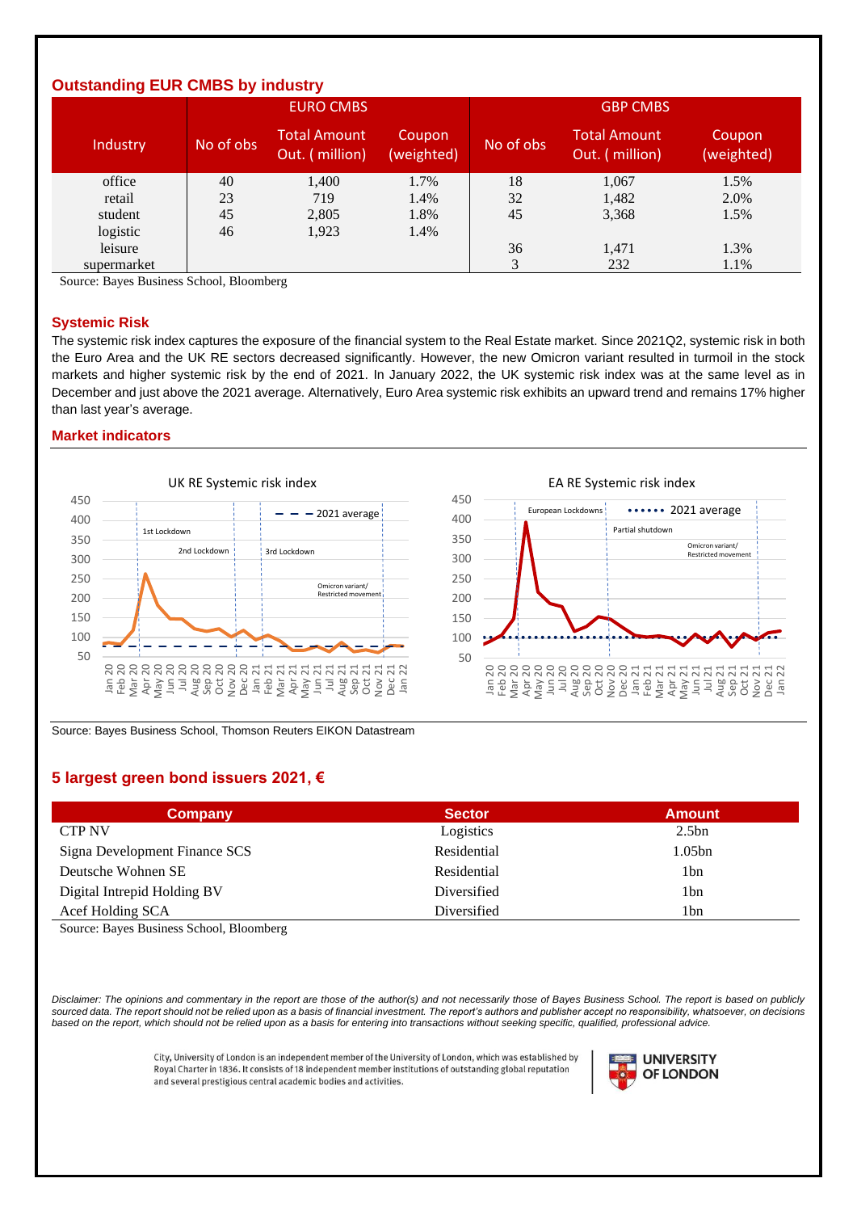## Outstanding EUR CMBS by industry

| Industry | EURO CMBS | | | GBP CMBS | | |
|---|---|---|---|---|---|---|
| | No of obs | Total Amount Out. ( million) | Coupon (weighted) | No of obs | Total Amount Out. ( million) | Coupon (weighted) |
| office | 40 | 1,400 | 1.7% | 18 | 1,067 | 1.5% |
| retail | 23 | 719 | 1.4% | 32 | 1,482 | 2.0% |
| student | 45 | 2,805 | 1.8% | 45 | 3,368 | 1.5% |
| logistic | 46 | 1,923 | 1.4% | | | |
| leisure | | | | 36 | 1,471 | 1.3% |
| supermarket | | | | 3 | 232 | 1.1% |

Source: Bayes Business School, Bloomberg

## Systemic Risk

The systemic risk index captures the exposure of the financial system to the Real Estate market. Since 2021Q2, systemic risk in both the Euro Area and the UK RE sectors decreased significantly. However, the new Omicron variant resulted in turmoil in the stock markets and higher systemic risk by the end of 2021. In January 2022, the UK systemic risk index was at the same level as in December and just above the 2021 average. Alternatively, Euro Area systemic risk exhibits an upward trend and remains 17% higher than last year's average.

## Market indicators

UK RE Systemic risk index

450
400
350
300
250
200
150
100
50

2021 average
1st Lockdown
2nd Lockdown
3rd Lockdown
Omicron variant/ Restricted movement

Jan 20 Feb 20 Mar 20 Apr 20 May 20 Jun 20 Jul 20 Aug 20 Sep 20 Oct 20 Nov 20 Dec 20 Jan 21 Feb 21 Mar 21 Apr 21 May 21 Jun 21 Jul 21 Aug 21 Sep 21 Oct 21 Nov 21 Dec 21 Jan 22

EA RE Systemic risk index

450
400
350
300
250
200
150
100
50

European Lockdowns
2021 average
Partial shutdown
Omicron variant/ Restricted movement

Jan 20 Feb 20 Mar 20 Apr 20 May 20 Jun 20 Jul 20 Aug 20 Sep 20 Oct 20 Nov 20 Dec 20 Jan 21 Feb 21 Mar 21 Apr 21 May 21 Jun 21 Jul 21 Aug 21 Sep 21 Oct 21 Nov 21 Dec 21 Jan 22

Source: Bayes Business School, Thomson Reuters EIKON Datastream

## 5 largest green bond issuers 2021, €

| Company | Sector | Amount |
|---|---|---|
| CTP NV | Logistics | 2.5bn |
| Signa Development Finance SCS | Residential | 1.05bn |
| Deutsche Wohnen SE | Residential | 1bn |
| Digital Intrepid Holding BV | Diversified | 1bn |
| Acef Holding SCA | Diversified | 1bn |

Source: Bayes Business School, Bloomberg

*Disclaimer: The opinions and commentary in the report are those of the author(s) and not necessarily those of Bayes Business School. The report is based on publicly sourced data. The report should not be relied upon as a basis of financial investment. The report's authors and publisher accept no responsibility, whatsoever, on decisions based on the report, which should not be relied upon as a basis for entering into transactions without seeking specific, qualified, professional advice.*

City, University of London is an independent member of the University of London, which was established by Royal Charter in 1836. It consists of 18 independent member institutions of outstanding global reputation and several prestigious central academic bodies and activities.

UNIVERSITY OF LONDON